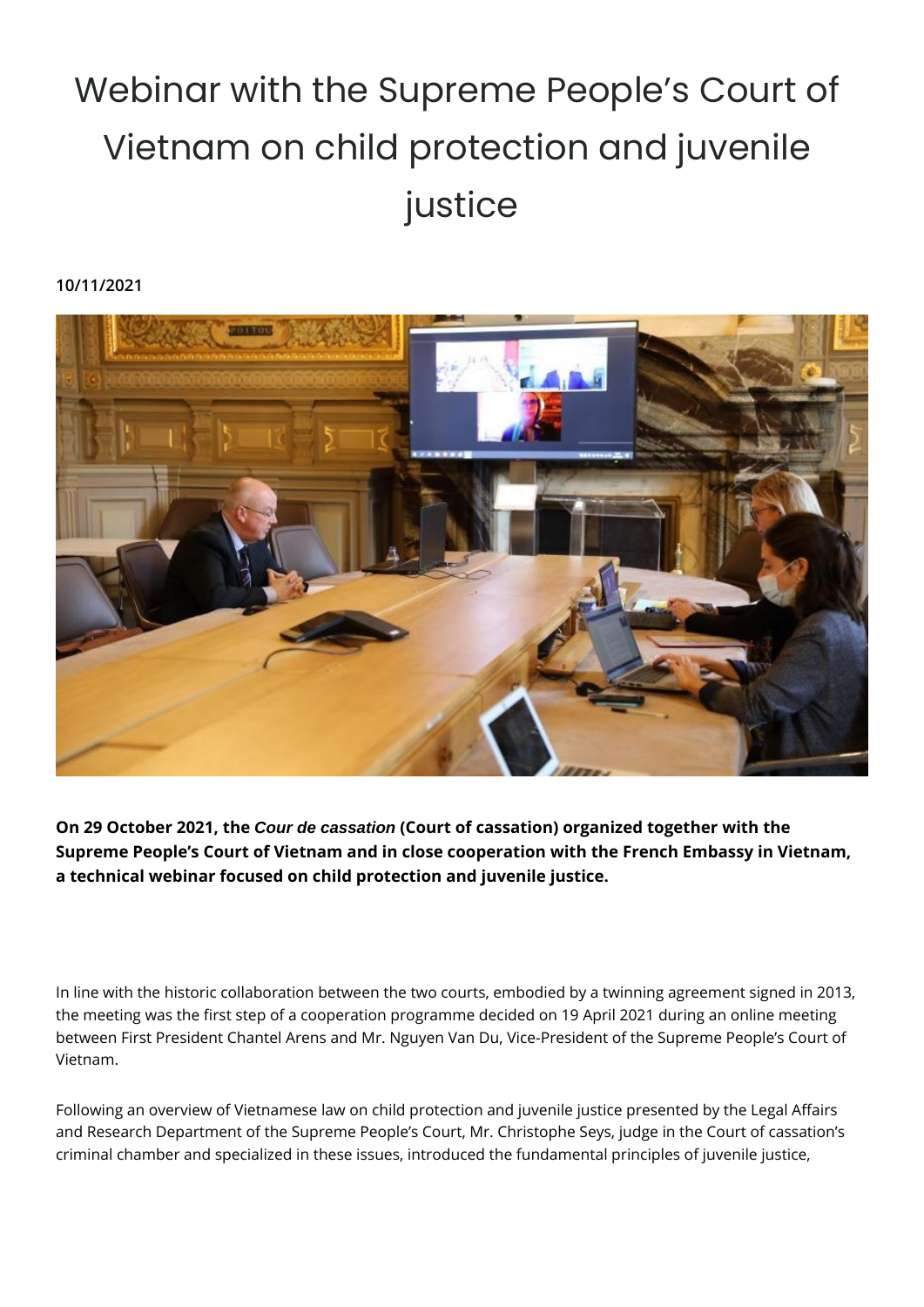# Webinar with the Supreme People's Court of Vietnam on child protection and juvenile justice

**10/11/2021**

**On 29 October 2021, the *Cour de cassation* (Court of cassation) organized together with the Supreme People's Court of Vietnam and in close cooperation with the French Embassy in Vietnam, a technical webinar focused on child protection and juvenile justice.**

In line with the historic collaboration between the two courts, embodied by a twinning agreement signed in 2013, the meeting was the first step of a cooperation programme decided on 19 April 2021 during an online meeting between First President Chantel Arens and Mr. Nguyen Van Du, Vice-President of the Supreme People's Court of Vietnam.

Following an overview of Vietnamese law on child protection and juvenile justice presented by the Legal Affairs and Research Department of the Supreme People's Court, Mr. Christophe Seys, judge in the Court of cassation's criminal chamber and specialized in these issues, introduced the fundamental principles of juvenile justice,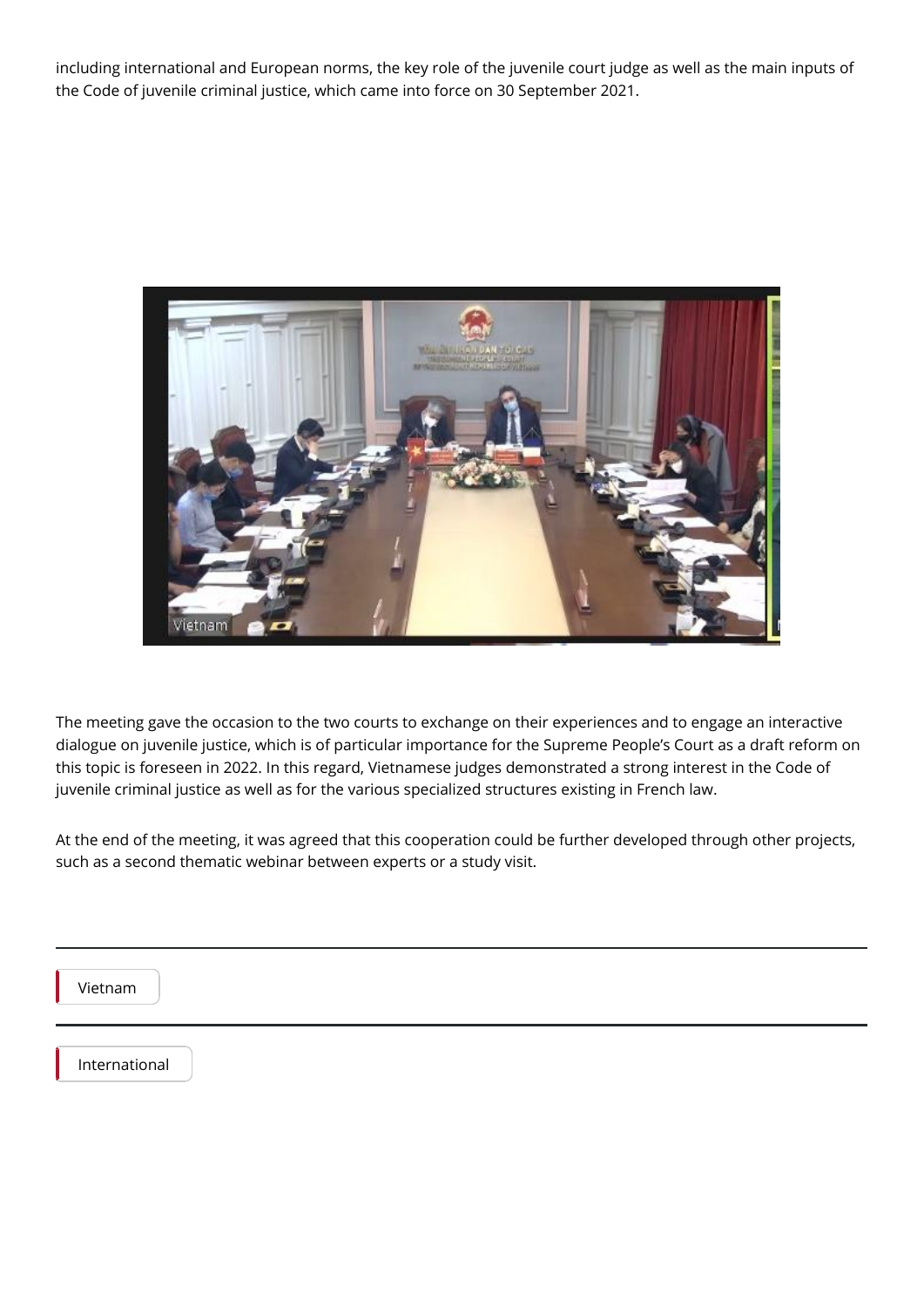including international and European norms, the key role of the juvenile court judge as well as the main inputs of the Code of juvenile criminal justice, which came into force on 30 September 2021.

The meeting gave the occasion to the two courts to exchange on their experiences and to engage an interactive dialogue on juvenile justice, which is of particular importance for the Supreme People's Court as a draft reform on this topic is foreseen in 2022. In this regard, Vietnamese judges demonstrated a strong interest in the Code of juvenile criminal justice as well as for the various specialized structures existing in French law.

At the end of the meeting, it was agreed that this cooperation could be further developed through other projects, such as a second thematic webinar between experts or a study visit.

Vietnam

International